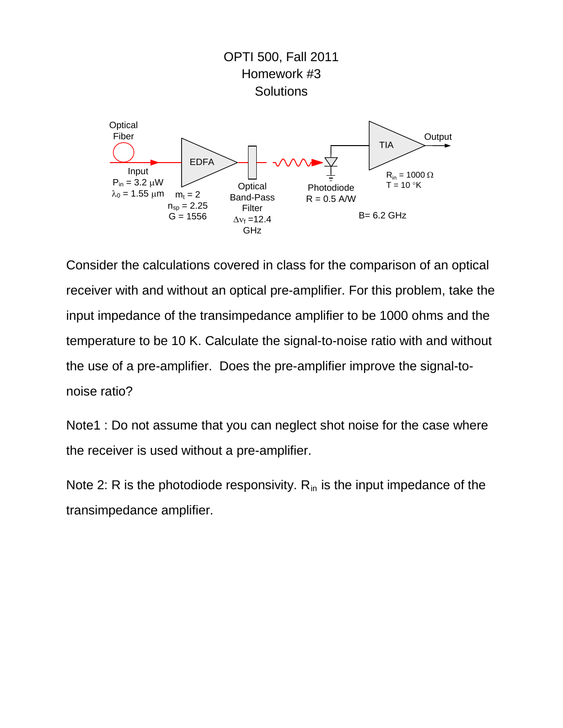# OPTI 500, Fall 2011
## Homework #3
## Solutions

Optical Fiber

Input
$P_{in}$ = 3.2 μW
$\lambda_0$ = 1.55 μm

EDFA
$m_t$ = 2
$n_{sp}$ = 2.25
G = 1556

Optical Band-Pass Filter
$\Delta\nu_f$ =12.4 GHz

Photodiode
R = 0.5 A/W

TIA
$R_{in}$ = 1000 Ω
T = 10 °K

Output

B= 6.2 GHz

Consider the calculations covered in class for the comparison of an optical receiver with and without an optical pre-amplifier. For this problem, take the input impedance of the transimpedance amplifier to be 1000 ohms and the temperature to be 10 K. Calculate the signal-to-noise ratio with and without the use of a pre-amplifier. Does the pre-amplifier improve the signal-to-noise ratio?

Note1 : Do not assume that you can neglect shot noise for the case where the receiver is used without a pre-amplifier.

Note 2: R is the photodiode responsivity. $R_{in}$ is the input impedance of the transimpedance amplifier.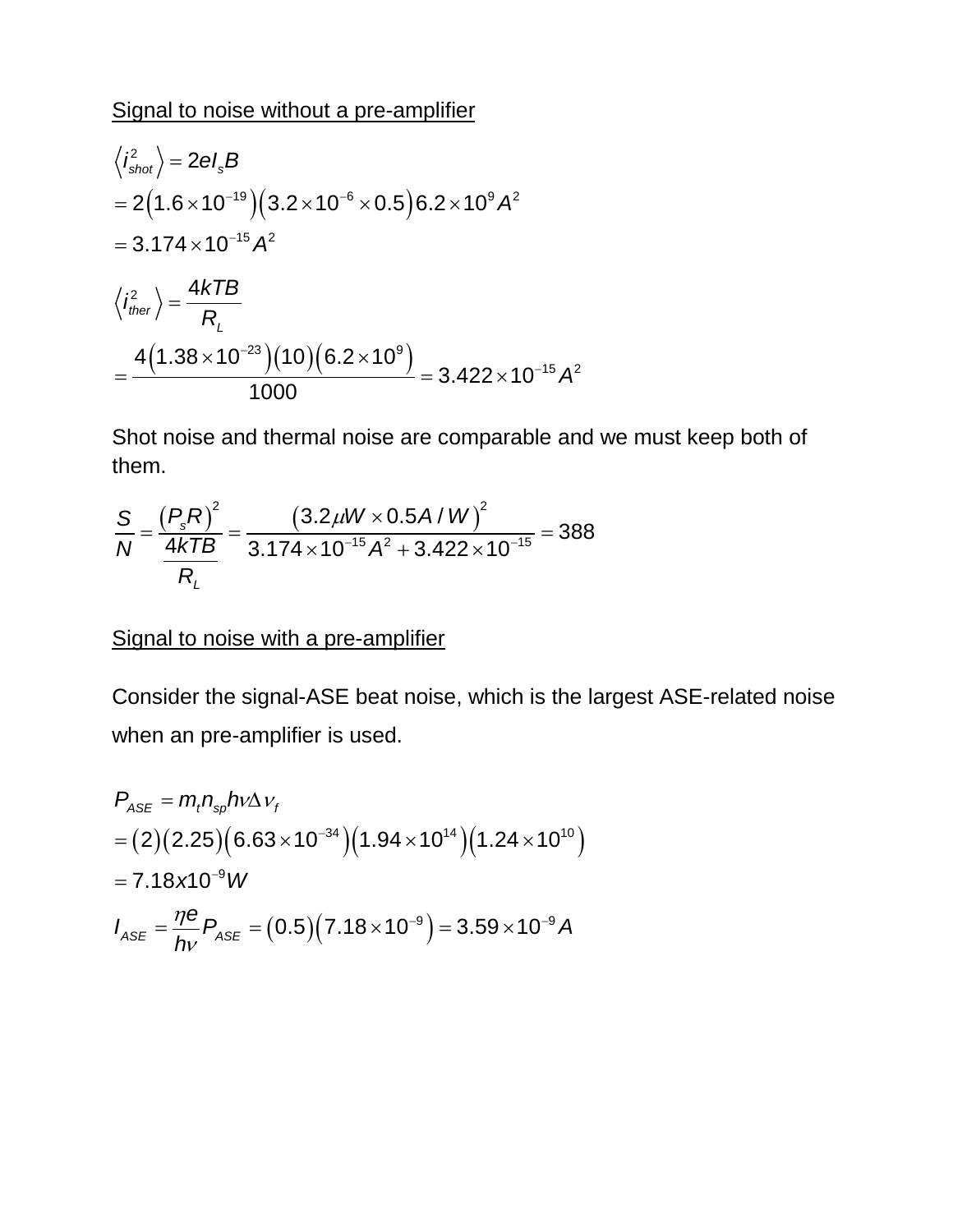<u>Signal to noise without a pre-amplifier</u>

$$\left\langle i_{shot}^2 \right\rangle = 2eI_s B$$
$$= 2\left(1.6\times10^{-19}\right)\left(3.2\times10^{-6}\times0.5\right)6.2\times10^{9} A^2$$
$$= 3.174\times10^{-15} A^2$$

$$\left\langle i_{ther}^2 \right\rangle = \frac{4kTB}{R_L}$$
$$= \frac{4\left(1.38\times10^{-23}\right)\left(10\right)\left(6.2\times10^{9}\right)}{1000} = 3.422\times10^{-15} A^2$$

Shot noise and thermal noise are comparable and we must keep both of them.

$$\frac{S}{N} = \frac{\left(P_s R\right)^2}{\dfrac{4kTB}{R_L}} = \frac{\left(3.2\mu W\times0.5A/W\right)^2}{3.174\times10^{-15}A^2 + 3.422\times10^{-15}} = 388$$

<u>Signal to noise with a pre-amplifier</u>

Consider the signal-ASE beat noise, which is the largest ASE-related noise when an pre-amplifier is used.

$$P_{ASE} = m_t n_{sp} h\nu\Delta\nu_f$$
$$= \left(2\right)\left(2.25\right)\left(6.63\times10^{-34}\right)\left(1.94\times10^{14}\right)\left(1.24\times10^{10}\right)$$
$$= 7.18x10^{-9} W$$
$$I_{ASE} = \frac{\eta e}{h\nu}P_{ASE} = \left(0.5\right)\left(7.18\times10^{-9}\right) = 3.59\times10^{-9} A$$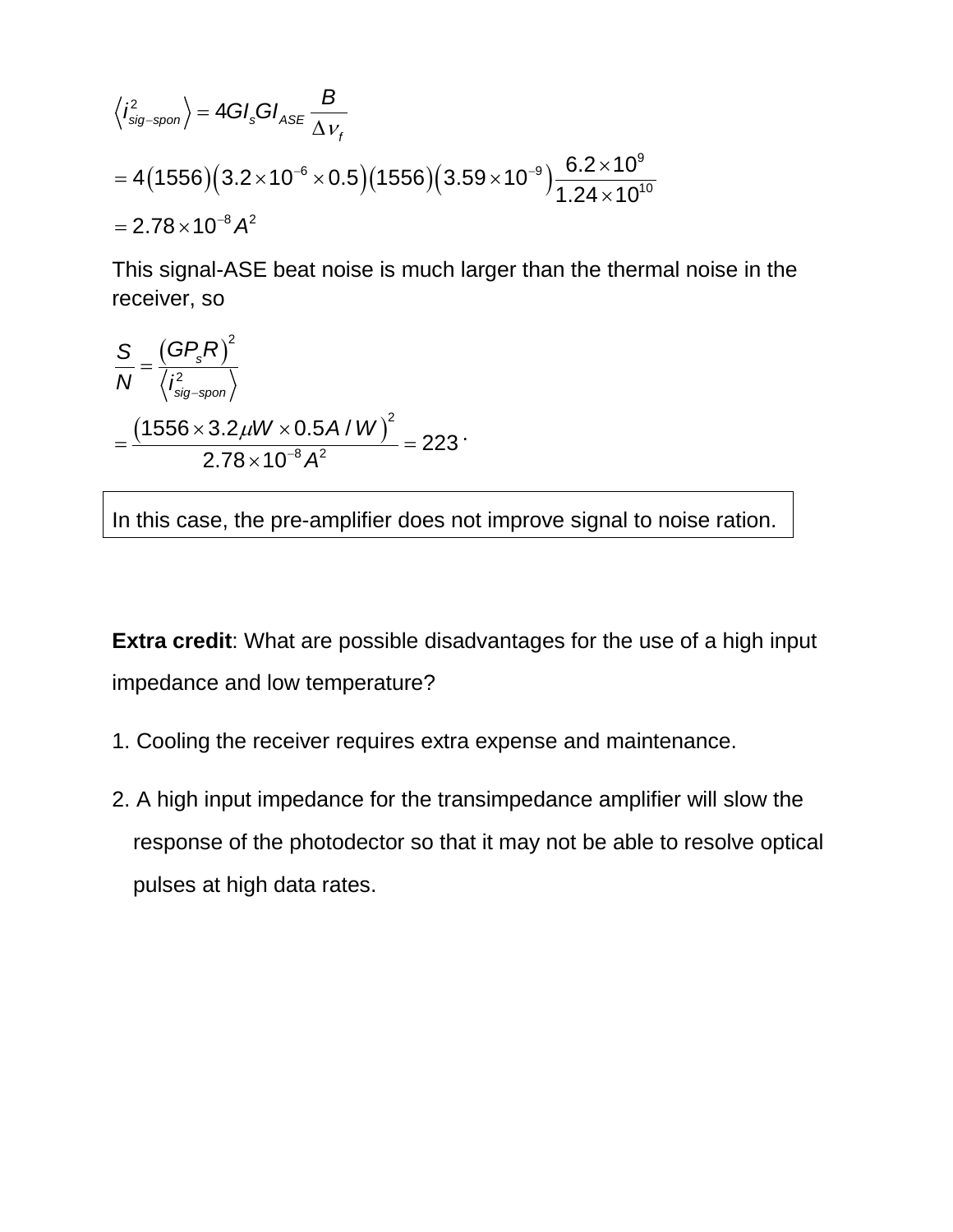$$\left\langle i^2_{sig-spon} \right\rangle = 4GI_s GI_{ASE} \frac{B}{\Delta \nu_f}$$

$$= 4(1556)\left(3.2 \times 10^{-6} \times 0.5\right)(1556)\left(3.59 \times 10^{-9}\right)\frac{6.2 \times 10^9}{1.24 \times 10^{10}}$$

$$= 2.78 \times 10^{-8} A^2$$

This signal-ASE beat noise is much larger than the thermal noise in the receiver, so

$$\frac{S}{N} = \frac{\left(GP_s R\right)^2}{\left\langle i^2_{sig-spon} \right\rangle}$$

$$= \frac{\left(1556 \times 3.2 \mu W \times 0.5 A/W\right)^2}{2.78 \times 10^{-8} A^2} = 223 \cdot$$

In this case, the pre-amplifier does not improve signal to noise ration.

**Extra credit**: What are possible disadvantages for the use of a high input impedance and low temperature?

1. Cooling the receiver requires extra expense and maintenance.

2. A high input impedance for the transimpedance amplifier will slow the response of the photodector so that it may not be able to resolve optical pulses at high data rates.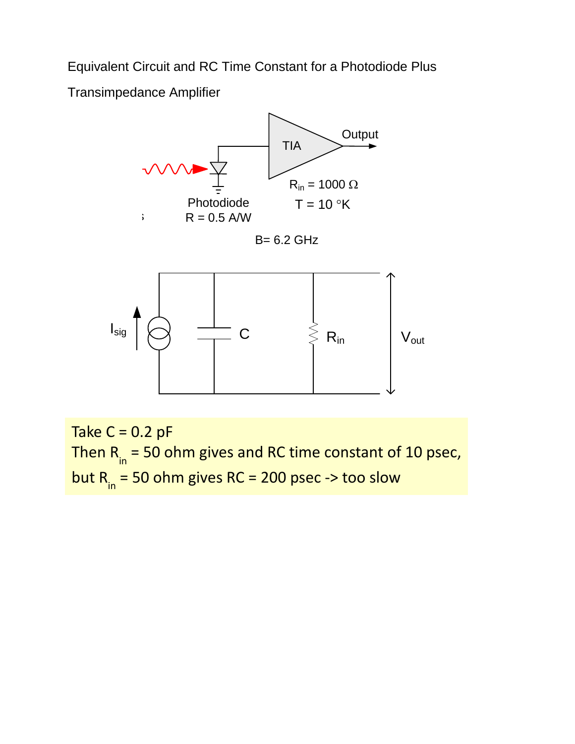Equivalent Circuit and RC Time Constant for a Photodiode Plus Transimpedance Amplifier

TIA

Output

Photodiode

R = 0.5 A/W

$R_{in}$ = 1000 Ω

T = 10 °K

B= 6.2 GHz

$I_{sig}$

C

$R_{in}$

$V_{out}$

Take C = 0.2 pF

Then $R_{in}$ = 50 ohm gives and RC time constant of 10 psec,

but $R_{in}$ = 50 ohm gives RC = 200 psec -> too slow